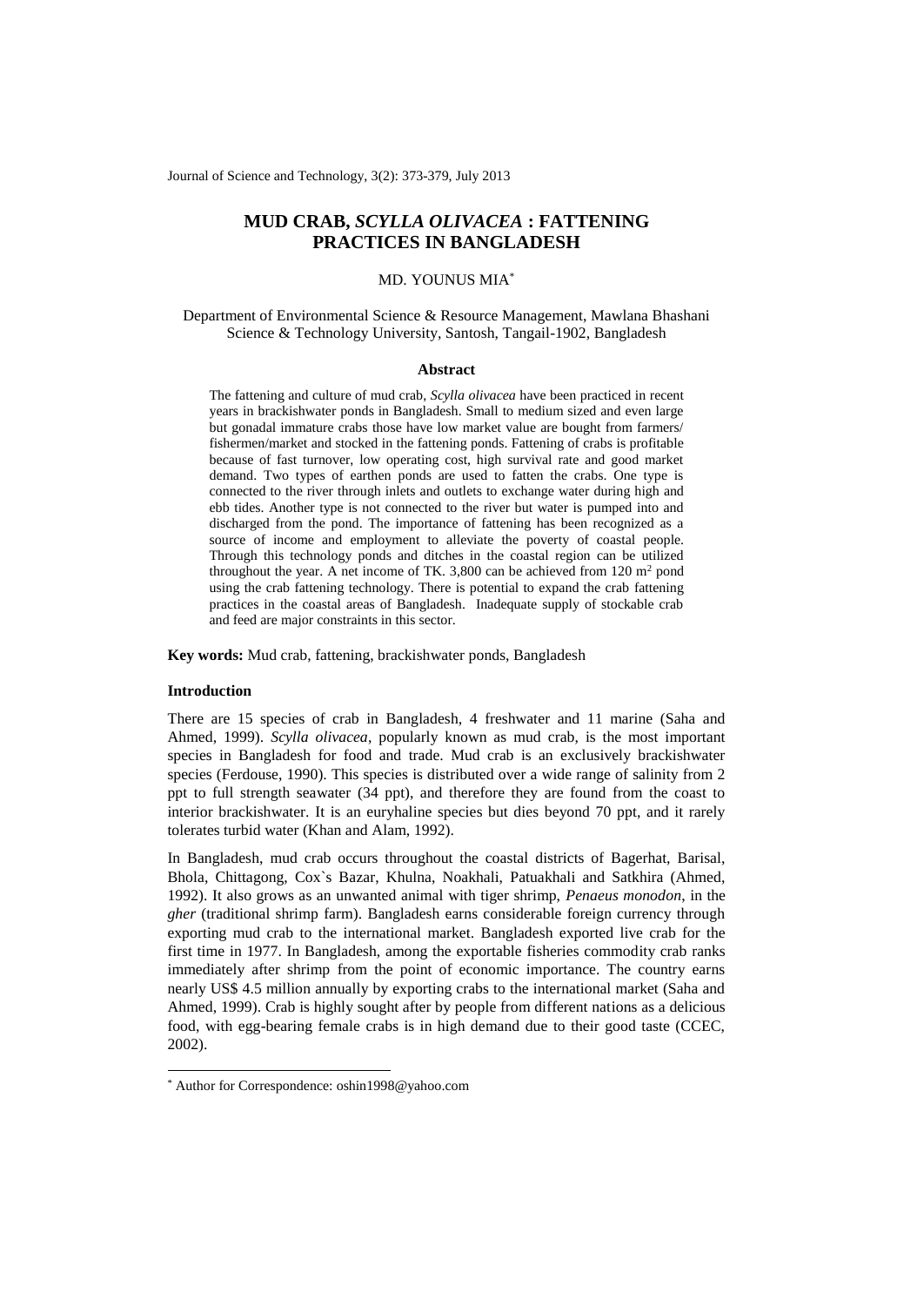# MUD CRAB, *SCYLLA OLIVACEA* : FATTENING PRACTICES IN BANGLADESH

MD. YOUNUS MIA[*]

Department of Environmental Science & Resource Management, Mawlana Bhashani Science & Technology University, Santosh, Tangail-1902, Bangladesh

### Abstract

The fattening and culture of mud crab, *Scylla olivacea* have been practiced in recent years in brackishwater ponds in Bangladesh. Small to medium sized and even large but gonadal immature crabs those have low market value are bought from farmers/ fishermen/market and stocked in the fattening ponds. Fattening of crabs is profitable because of fast turnover, low operating cost, high survival rate and good market demand. Two types of earthen ponds are used to fatten the crabs. One type is connected to the river through inlets and outlets to exchange water during high and ebb tides. Another type is not connected to the river but water is pumped into and discharged from the pond. The importance of fattening has been recognized as a source of income and employment to alleviate the poverty of coastal people. Through this technology ponds and ditches in the coastal region can be utilized throughout the year. A net income of TK. 3,800 can be achieved from 120 $m^2$ pond using the crab fattening technology. There is potential to expand the crab fattening practices in the coastal areas of Bangladesh. Inadequate supply of stockable crab and feed are major constraints in this sector.

**Key words:** Mud crab, fattening, brackishwater ponds, Bangladesh

### Introduction

There are 15 species of crab in Bangladesh, 4 freshwater and 11 marine (Saha and Ahmed, 1999). *Scylla olivacea*, popularly known as mud crab, is the most important species in Bangladesh for food and trade. Mud crab is an exclusively brackishwater species (Ferdouse, 1990). This species is distributed over a wide range of salinity from 2 ppt to full strength seawater (34 ppt), and therefore they are found from the coast to interior brackishwater. It is an euryhaline species but dies beyond 70 ppt, and it rarely tolerates turbid water (Khan and Alam, 1992).

In Bangladesh, mud crab occurs throughout the coastal districts of Bagerhat, Barisal, Bhola, Chittagong, Cox`s Bazar, Khulna, Noakhali, Patuakhali and Satkhira (Ahmed, 1992). It also grows as an unwanted animal with tiger shrimp, *Penaeus monodon*, in the *gher* (traditional shrimp farm). Bangladesh earns considerable foreign currency through exporting mud crab to the international market. Bangladesh exported live crab for the first time in 1977. In Bangladesh, among the exportable fisheries commodity crab ranks immediately after shrimp from the point of economic importance. The country earns nearly US$ 4.5 million annually by exporting crabs to the international market (Saha and Ahmed, 1999). Crab is highly sought after by people from different nations as a delicious food, with egg-bearing female crabs is in high demand due to their good taste (CCEC, 2002).

[*] Author for Correspondence: oshin1998@yahoo.com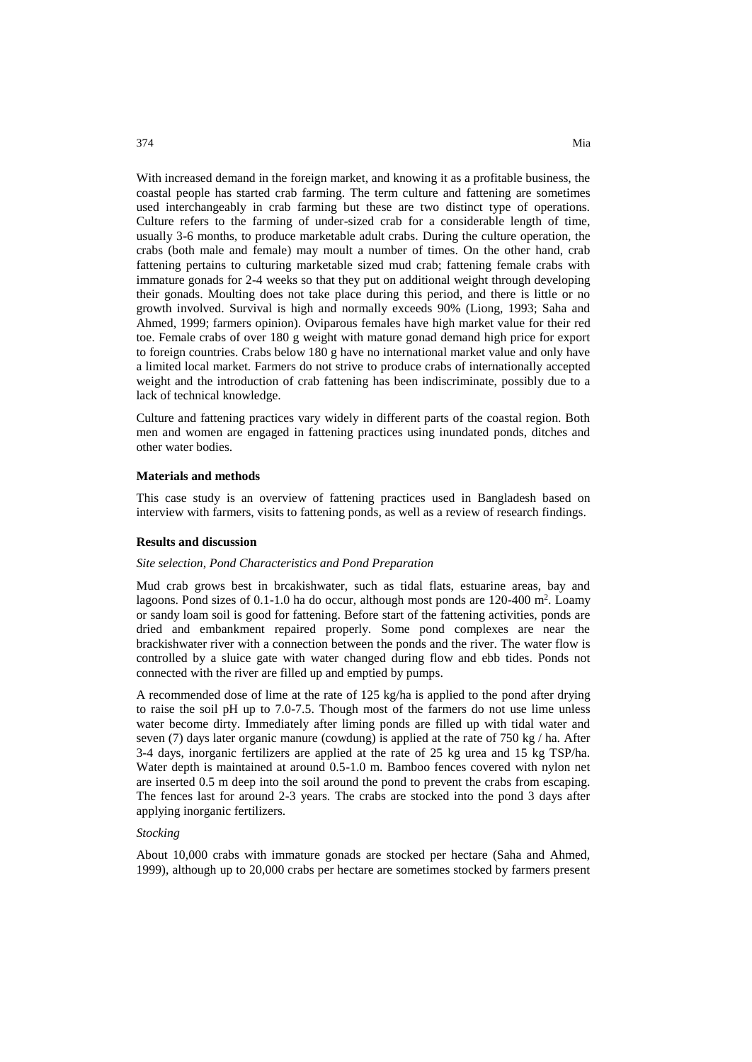With increased demand in the foreign market, and knowing it as a profitable business, the coastal people has started crab farming. The term culture and fattening are sometimes used interchangeably in crab farming but these are two distinct type of operations. Culture refers to the farming of under-sized crab for a considerable length of time, usually 3-6 months, to produce marketable adult crabs. During the culture operation, the crabs (both male and female) may moult a number of times. On the other hand, crab fattening pertains to culturing marketable sized mud crab; fattening female crabs with immature gonads for 2-4 weeks so that they put on additional weight through developing their gonads. Moulting does not take place during this period, and there is little or no growth involved. Survival is high and normally exceeds 90% (Liong, 1993; Saha and Ahmed, 1999; farmers opinion). Oviparous females have high market value for their red toe. Female crabs of over 180 g weight with mature gonad demand high price for export to foreign countries. Crabs below 180 g have no international market value and only have a limited local market. Farmers do not strive to produce crabs of internationally accepted weight and the introduction of crab fattening has been indiscriminate, possibly due to a lack of technical knowledge.

Culture and fattening practices vary widely in different parts of the coastal region. Both men and women are engaged in fattening practices using inundated ponds, ditches and other water bodies.

**Materials and methods**

This case study is an overview of fattening practices used in Bangladesh based on interview with farmers, visits to fattening ponds, as well as a review of research findings.

**Results and discussion**

*Site selection, Pond Characteristics and Pond Preparation*

Mud crab grows best in brcakishwater, such as tidal flats, estuarine areas, bay and lagoons. Pond sizes of 0.1-1.0 ha do occur, although most ponds are 120-400 $m^2$. Loamy or sandy loam soil is good for fattening. Before start of the fattening activities, ponds are dried and embankment repaired properly. Some pond complexes are near the brackishwater river with a connection between the ponds and the river. The water flow is controlled by a sluice gate with water changed during flow and ebb tides. Ponds not connected with the river are filled up and emptied by pumps.

A recommended dose of lime at the rate of 125 kg/ha is applied to the pond after drying to raise the soil pH up to 7.0-7.5. Though most of the farmers do not use lime unless water become dirty. Immediately after liming ponds are filled up with tidal water and seven (7) days later organic manure (cowdung) is applied at the rate of 750 kg / ha. After 3-4 days, inorganic fertilizers are applied at the rate of 25 kg urea and 15 kg TSP/ha. Water depth is maintained at around 0.5-1.0 m. Bamboo fences covered with nylon net are inserted 0.5 m deep into the soil around the pond to prevent the crabs from escaping. The fences last for around 2-3 years. The crabs are stocked into the pond 3 days after applying inorganic fertilizers.

*Stocking*

About 10,000 crabs with immature gonads are stocked per hectare (Saha and Ahmed, 1999), although up to 20,000 crabs per hectare are sometimes stocked by farmers present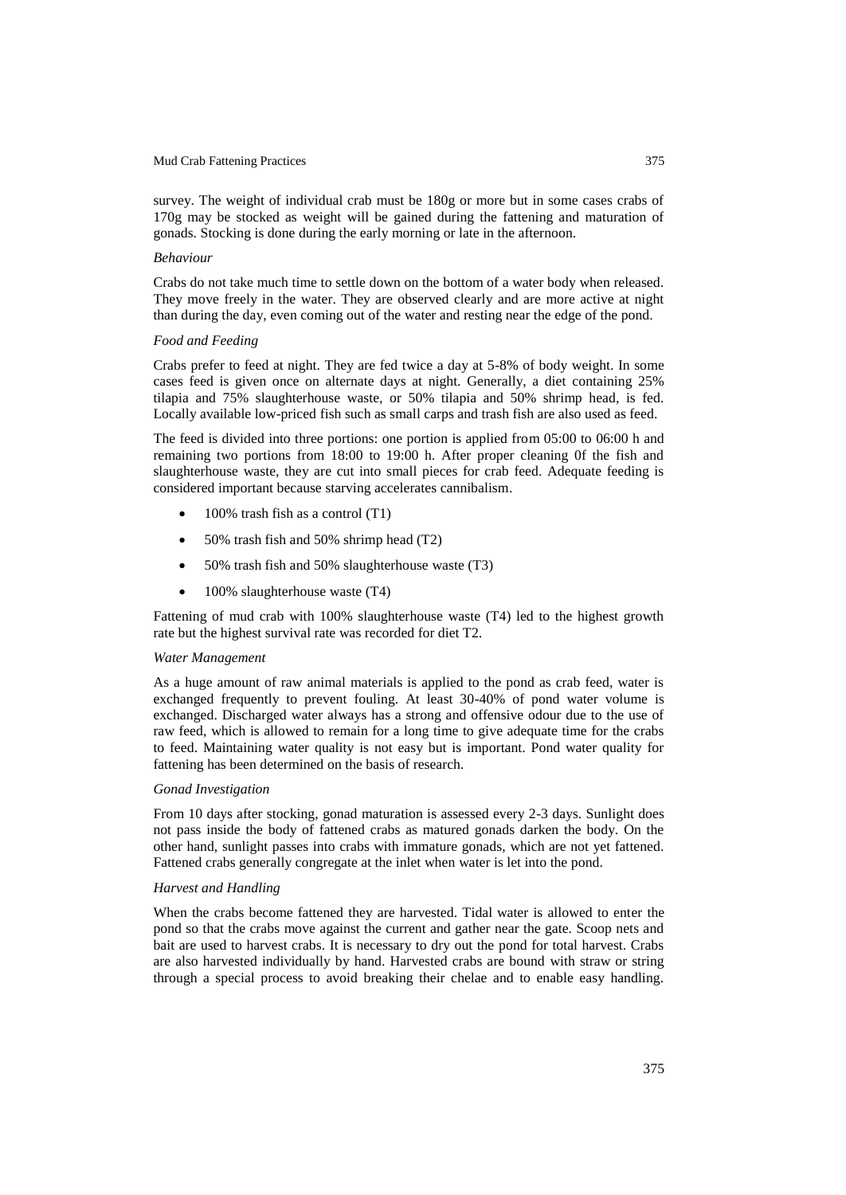survey. The weight of individual crab must be 180g or more but in some cases crabs of 170g may be stocked as weight will be gained during the fattening and maturation of gonads. Stocking is done during the early morning or late in the afternoon.

### *Behaviour*

Crabs do not take much time to settle down on the bottom of a water body when released. They move freely in the water. They are observed clearly and are more active at night than during the day, even coming out of the water and resting near the edge of the pond.

### *Food and Feeding*

Crabs prefer to feed at night. They are fed twice a day at 5-8% of body weight. In some cases feed is given once on alternate days at night. Generally, a diet containing 25% tilapia and 75% slaughterhouse waste, or 50% tilapia and 50% shrimp head, is fed. Locally available low-priced fish such as small carps and trash fish are also used as feed.

The feed is divided into three portions: one portion is applied from 05:00 to 06:00 h and remaining two portions from 18:00 to 19:00 h. After proper cleaning 0f the fish and slaughterhouse waste, they are cut into small pieces for crab feed. Adequate feeding is considered important because starving accelerates cannibalism.

- 100% trash fish as a control (T1)
- 50% trash fish and 50% shrimp head (T2)
- 50% trash fish and 50% slaughterhouse waste (T3)
- 100% slaughterhouse waste (T4)

Fattening of mud crab with 100% slaughterhouse waste (T4) led to the highest growth rate but the highest survival rate was recorded for diet T2.

### *Water Management*

As a huge amount of raw animal materials is applied to the pond as crab feed, water is exchanged frequently to prevent fouling. At least 30-40% of pond water volume is exchanged. Discharged water always has a strong and offensive odour due to the use of raw feed, which is allowed to remain for a long time to give adequate time for the crabs to feed. Maintaining water quality is not easy but is important. Pond water quality for fattening has been determined on the basis of research.

### *Gonad Investigation*

From 10 days after stocking, gonad maturation is assessed every 2-3 days. Sunlight does not pass inside the body of fattened crabs as matured gonads darken the body. On the other hand, sunlight passes into crabs with immature gonads, which are not yet fattened. Fattened crabs generally congregate at the inlet when water is let into the pond.

### *Harvest and Handling*

When the crabs become fattened they are harvested. Tidal water is allowed to enter the pond so that the crabs move against the current and gather near the gate. Scoop nets and bait are used to harvest crabs. It is necessary to dry out the pond for total harvest. Crabs are also harvested individually by hand. Harvested crabs are bound with straw or string through a special process to avoid breaking their chelae and to enable easy handling.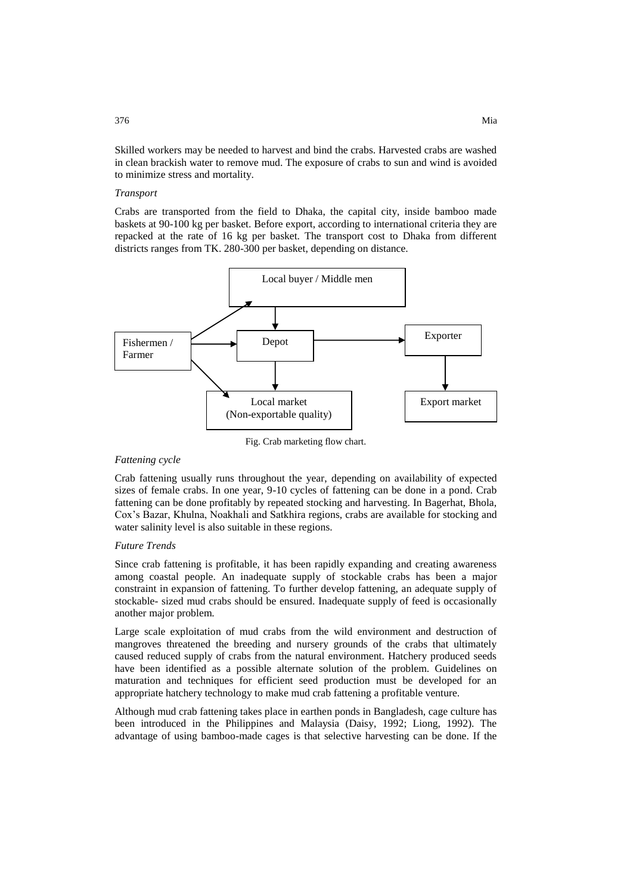Skilled workers may be needed to harvest and bind the crabs. Harvested crabs are washed in clean brackish water to remove mud. The exposure of crabs to sun and wind is avoided to minimize stress and mortality.

*Transport*

Crabs are transported from the field to Dhaka, the capital city, inside bamboo made baskets at 90-100 kg per basket. Before export, according to international criteria they are repacked at the rate of 16 kg per basket. The transport cost to Dhaka from different districts ranges from TK. 280-300 per basket, depending on distance.

Local buyer / Middle men

Fishermen / Farmer

Depot

Exporter

Local market (Non-exportable quality)

Export market

Fig. Crab marketing flow chart.

*Fattening cycle*

Crab fattening usually runs throughout the year, depending on availability of expected sizes of female crabs. In one year, 9-10 cycles of fattening can be done in a pond. Crab fattening can be done profitably by repeated stocking and harvesting. In Bagerhat, Bhola, Cox's Bazar, Khulna, Noakhali and Satkhira regions, crabs are available for stocking and water salinity level is also suitable in these regions.

*Future Trends*

Since crab fattening is profitable, it has been rapidly expanding and creating awareness among coastal people. An inadequate supply of stockable crabs has been a major constraint in expansion of fattening. To further develop fattening, an adequate supply of stockable- sized mud crabs should be ensured. Inadequate supply of feed is occasionally another major problem.

Large scale exploitation of mud crabs from the wild environment and destruction of mangroves threatened the breeding and nursery grounds of the crabs that ultimately caused reduced supply of crabs from the natural environment. Hatchery produced seeds have been identified as a possible alternate solution of the problem. Guidelines on maturation and techniques for efficient seed production must be developed for an appropriate hatchery technology to make mud crab fattening a profitable venture.

Although mud crab fattening takes place in earthen ponds in Bangladesh, cage culture has been introduced in the Philippines and Malaysia (Daisy, 1992; Liong, 1992). The advantage of using bamboo-made cages is that selective harvesting can be done. If the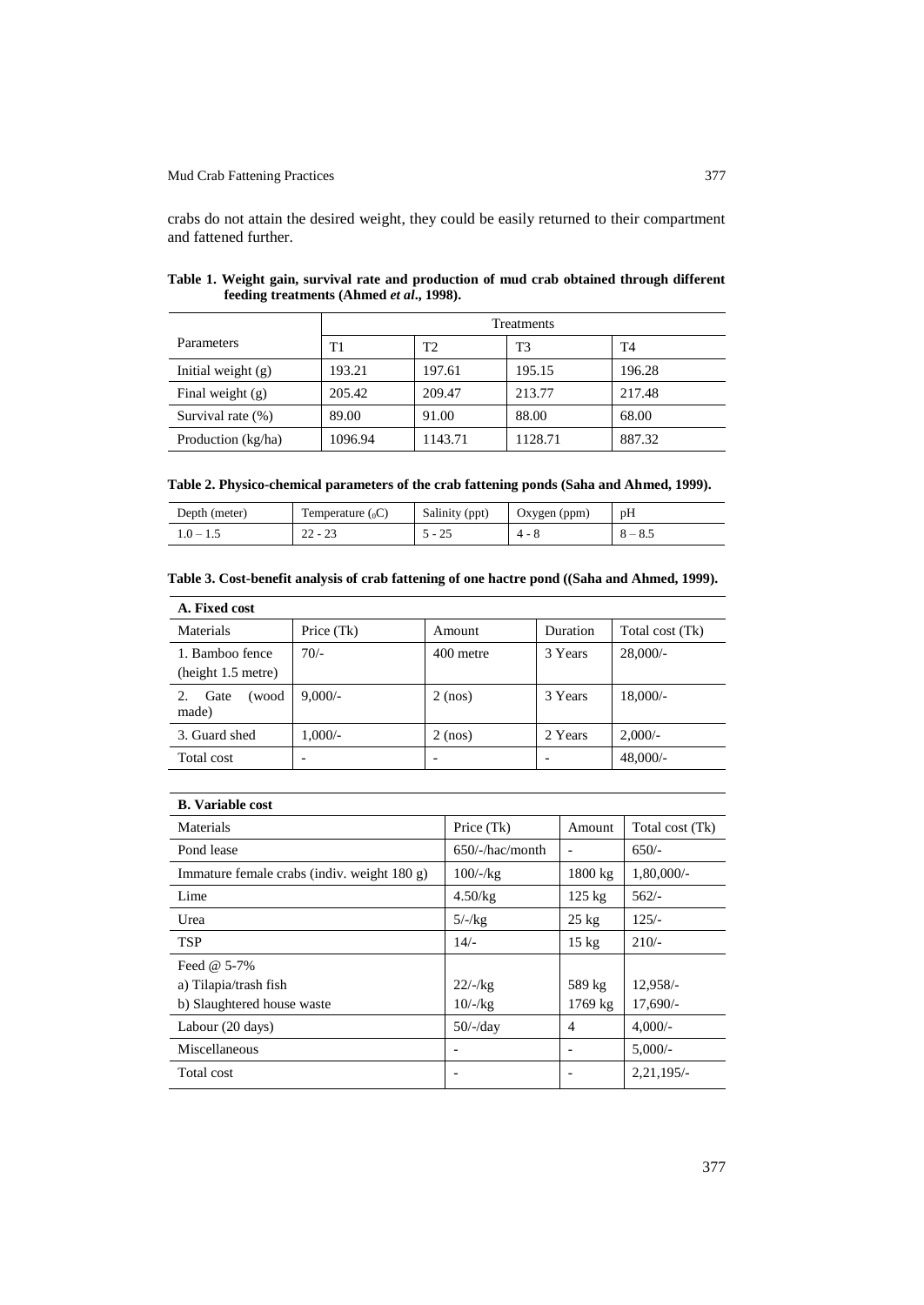crabs do not attain the desired weight, they could be easily returned to their compartment and fattened further.

**Table 1. Weight gain, survival rate and production of mud crab obtained through different feeding treatments (Ahmed *et al*., 1998).**

| Parameters | Treatments | | | |
|---|---|---|---|---|
| | T1 | T2 | T3 | T4 |
| Initial weight (g) | 193.21 | 197.61 | 195.15 | 196.28 |
| Final weight (g) | 205.42 | 209.47 | 213.77 | 217.48 |
| Survival rate (%) | 89.00 | 91.00 | 88.00 | 68.00 |
| Production (kg/ha) | 1096.94 | 1143.71 | 1128.71 | 887.32 |

**Table 2. Physico-chemical parameters of the crab fattening ponds (Saha and Ahmed, 1999).**

| Depth (meter) | Temperature ($_0$C) | Salinity (ppt) | Oxygen (ppm) | pH |
|---|---|---|---|---|
| 1.0 – 1.5 | 22 - 23 | 5 - 25 | 4 - 8 | 8 – 8.5 |

**Table 3. Cost-benefit analysis of crab fattening of one hactre pond ((Saha and Ahmed, 1999).**

| **A. Fixed cost** | | | | |
|---|---|---|---|---|
| Materials | Price (Tk) | Amount | Duration | Total cost (Tk) |
| 1. Bamboo fence (height 1.5 metre) | 70/- | 400 metre | 3 Years | 28,000/- |
| 2. Gate (wood made) | 9,000/- | 2 (nos) | 3 Years | 18,000/- |
| 3. Guard shed | 1,000/- | 2 (nos) | 2 Years | 2,000/- |
| Total cost | - | - | - | 48,000/- |

| **B. Variable cost** | | | |
|---|---|---|---|
| Materials | Price (Tk) | Amount | Total cost (Tk) |
| Pond lease | 650/-/hac/month | - | 650/- |
| Immature female crabs (indiv. weight 180 g) | 100/-/kg | 1800 kg | 1,80,000/- |
| Lime | 4.50/kg | 125 kg | 562/- |
| Urea | 5/-/kg | 25 kg | 125/- |
| TSP | 14/- | 15 kg | 210/- |
| Feed @ 5-7%<br>a) Tilapia/trash fish<br>b) Slaughtered house waste | <br>22/-/kg<br>10/-/kg | <br>589 kg<br>1769 kg | <br>12,958/-<br>17,690/- |
| Labour (20 days) | 50/-/day | 4 | 4,000/- |
| Miscellaneous | - | - | 5,000/- |
| Total cost | - | - | 2,21,195/- |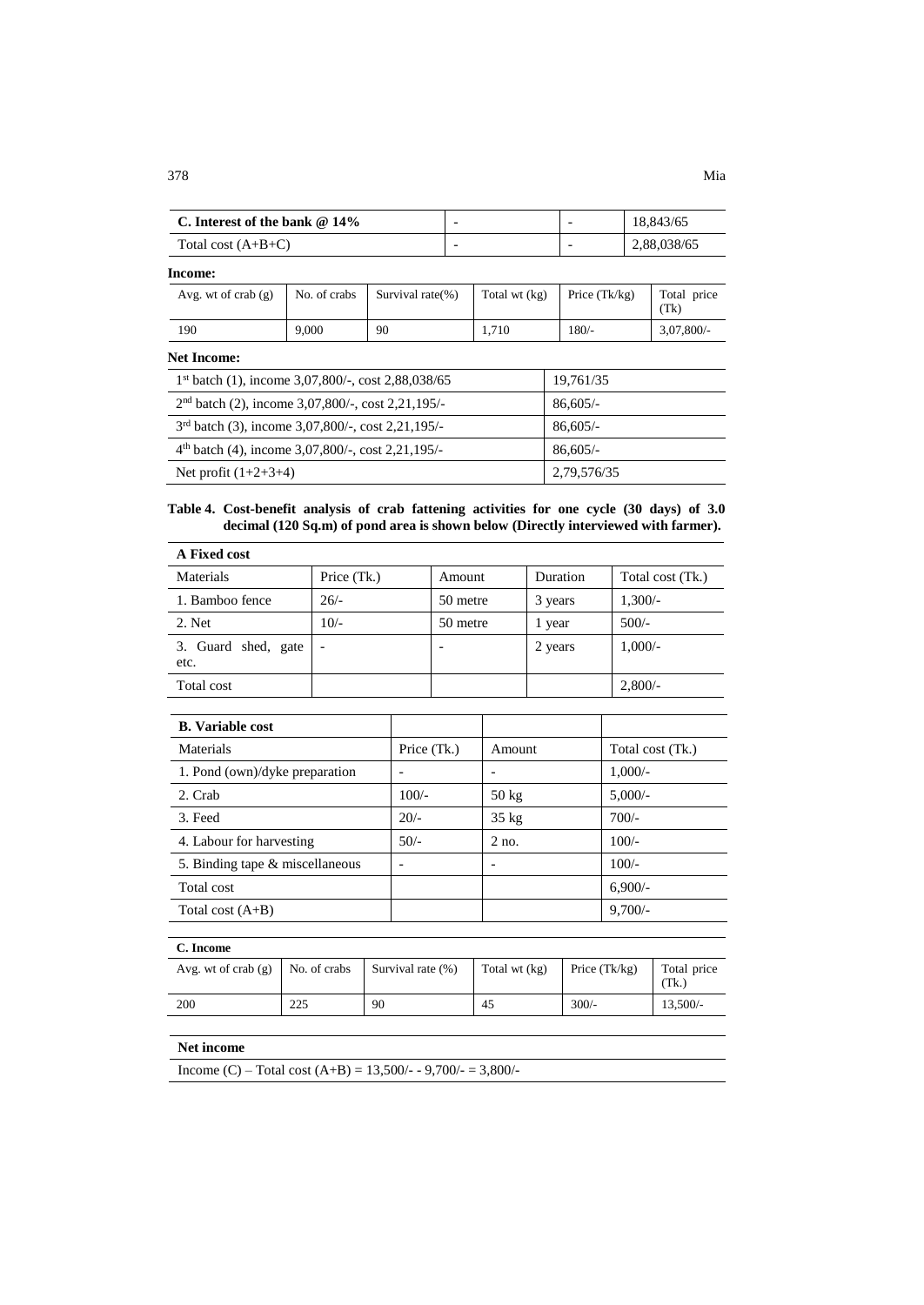| | | | |
|---|---|---|---|
| **C. Interest of the bank @ 14%** | - | - | 18,843/65 |
| Total cost (A+B+C) | - | - | 2,88,038/65 |

**Income:**

| Avg. wt of crab (g) | No. of crabs | Survival rate(%) | Total wt (kg) | Price (Tk/kg) | Total price (Tk) |
|---|---|---|---|---|---|
| 190 | 9,000 | 90 | 1,710 | 180/- | 3,07,800/- |

**Net Income:**

| | |
|---|---|
| 1st batch (1), income 3,07,800/-, cost 2,88,038/65 | 19,761/35 |
| 2nd batch (2), income 3,07,800/-, cost 2,21,195/- | 86,605/- |
| 3rd batch (3), income 3,07,800/-, cost 2,21,195/- | 86,605/- |
| 4th batch (4), income 3,07,800/-, cost 2,21,195/- | 86,605/- |
| Net profit (1+2+3+4) | 2,79,576/35 |

**Table 4. Cost-benefit analysis of crab fattening activities for one cycle (30 days) of 3.0 decimal (120 Sq.m) of pond area is shown below (Directly interviewed with farmer).**

| **A Fixed cost** | | | | |
|---|---|---|---|---|
| Materials | Price (Tk.) | Amount | Duration | Total cost (Tk.) |
| 1. Bamboo fence | 26/- | 50 metre | 3 years | 1,300/- |
| 2. Net | 10/- | 50 metre | 1 year | 500/- |
| 3. Guard shed, gate etc. | - | - | 2 years | 1,000/- |
| Total cost | | | | 2,800/- |

| **B. Variable cost** | | | |
|---|---|---|---|
| Materials | Price (Tk.) | Amount | Total cost (Tk.) |
| 1. Pond (own)/dyke preparation | - | - | 1,000/- |
| 2. Crab | 100/- | 50 kg | 5,000/- |
| 3. Feed | 20/- | 35 kg | 700/- |
| 4. Labour for harvesting | 50/- | 2 no. | 100/- |
| 5. Binding tape & miscellaneous | - | - | 100/- |
| Total cost | | | 6,900/- |
| Total cost (A+B) | | | 9,700/- |

**C. Income**

| Avg. wt of crab (g) | No. of crabs | Survival rate (%) | Total wt (kg) | Price (Tk/kg) | Total price (Tk.) |
|---|---|---|---|---|---|
| 200 | 225 | 90 | 45 | 300/- | 13,500/- |

**Net income**

Income (C) – Total cost (A+B) = 13,500/- - 9,700/- = 3,800/-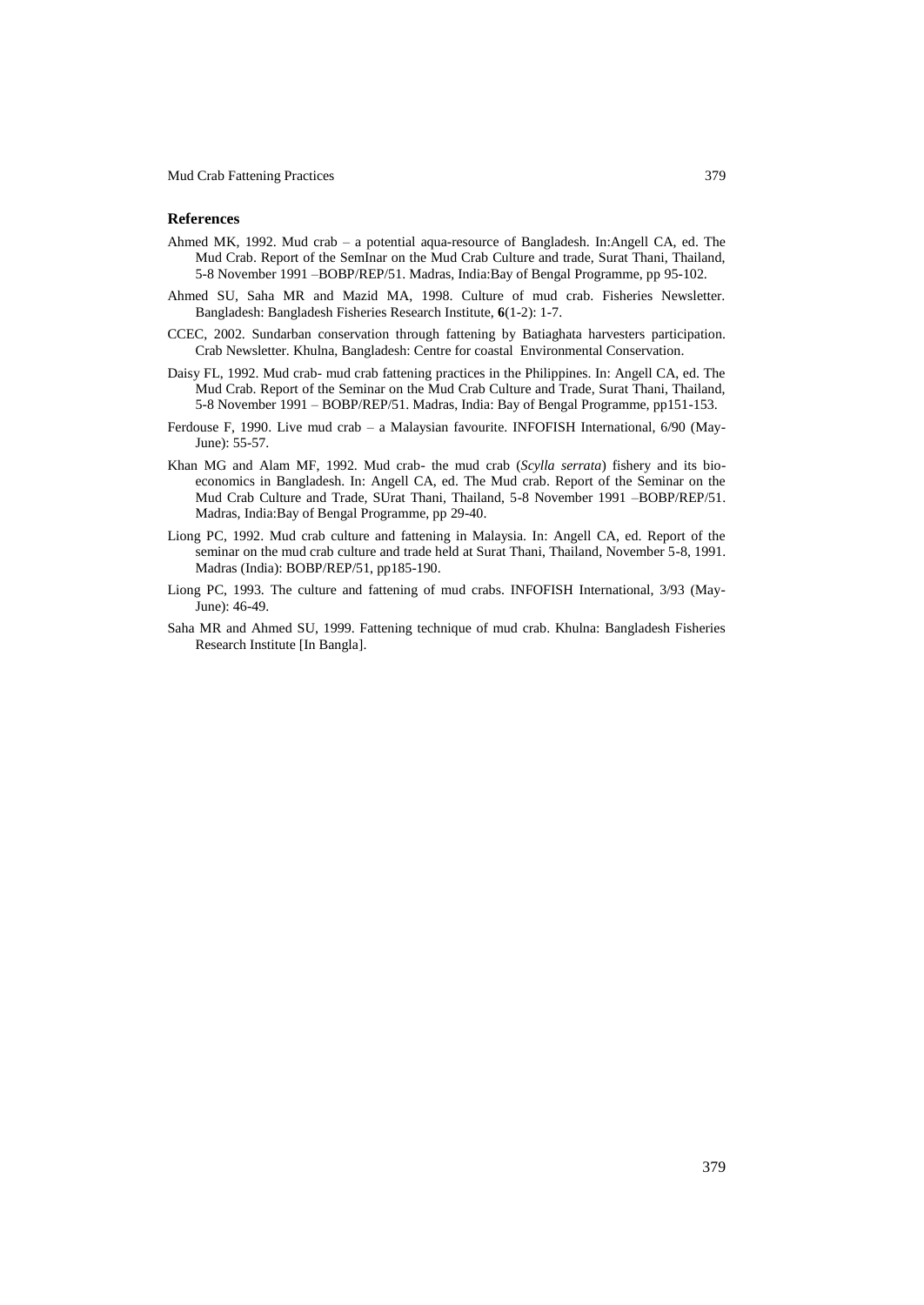## References

Ahmed MK, 1992. Mud crab – a potential aqua-resource of Bangladesh. In:Angell CA, ed. The Mud Crab. Report of the SemInar on the Mud Crab Culture and trade, Surat Thani, Thailand, 5-8 November 1991 –BOBP/REP/51. Madras, India:Bay of Bengal Programme, pp 95-102.

Ahmed SU, Saha MR and Mazid MA, 1998. Culture of mud crab. Fisheries Newsletter. Bangladesh: Bangladesh Fisheries Research Institute, **6**(1-2): 1-7.

CCEC, 2002. Sundarban conservation through fattening by Batiaghata harvesters participation. Crab Newsletter. Khulna, Bangladesh: Centre for coastal Environmental Conservation.

Daisy FL, 1992. Mud crab- mud crab fattening practices in the Philippines. In: Angell CA, ed. The Mud Crab. Report of the Seminar on the Mud Crab Culture and Trade, Surat Thani, Thailand, 5-8 November 1991 – BOBP/REP/51. Madras, India: Bay of Bengal Programme, pp151-153.

Ferdouse F, 1990. Live mud crab – a Malaysian favourite. INFOFISH International, 6/90 (May-June): 55-57.

Khan MG and Alam MF, 1992. Mud crab- the mud crab (*Scylla serrata*) fishery and its bio-economics in Bangladesh. In: Angell CA, ed. The Mud crab. Report of the Seminar on the Mud Crab Culture and Trade, SUrat Thani, Thailand, 5-8 November 1991 –BOBP/REP/51. Madras, India:Bay of Bengal Programme, pp 29-40.

Liong PC, 1992. Mud crab culture and fattening in Malaysia. In: Angell CA, ed. Report of the seminar on the mud crab culture and trade held at Surat Thani, Thailand, November 5-8, 1991. Madras (India): BOBP/REP/51, pp185-190.

Liong PC, 1993. The culture and fattening of mud crabs. INFOFISH International, 3/93 (May-June): 46-49.

Saha MR and Ahmed SU, 1999. Fattening technique of mud crab. Khulna: Bangladesh Fisheries Research Institute [In Bangla].